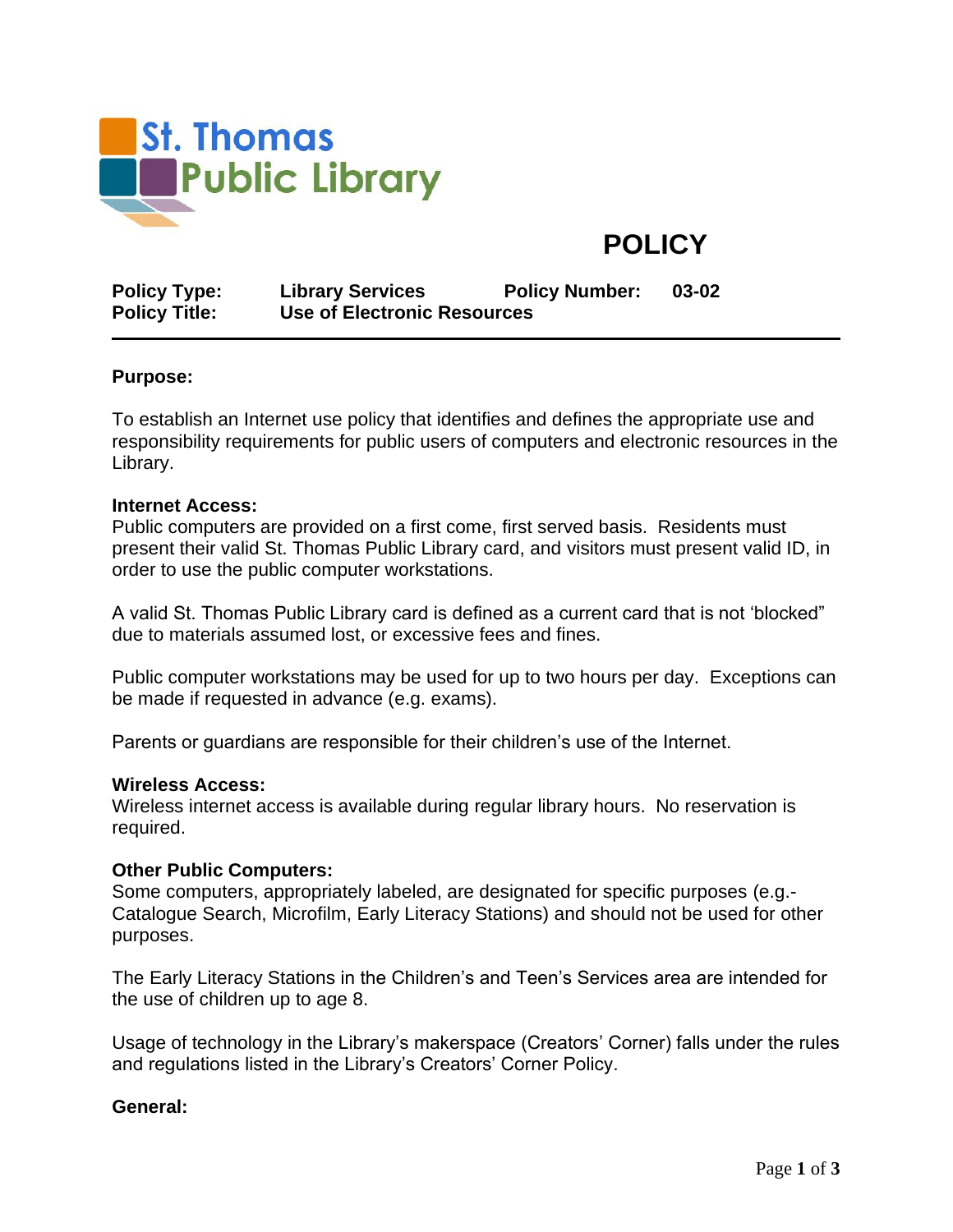St. Thomas Public Library

# POLICY

| **Policy Type:** | **Library Services** | **Policy Number:** | **03-02** |
| --- | --- | --- | --- |
| **Policy Title:** | **Use of Electronic Resources** | | |

**Purpose:**

To establish an Internet use policy that identifies and defines the appropriate use and responsibility requirements for public users of computers and electronic resources in the Library.

**Internet Access:**
Public computers are provided on a first come, first served basis. Residents must present their valid St. Thomas Public Library card, and visitors must present valid ID, in order to use the public computer workstations.

A valid St. Thomas Public Library card is defined as a current card that is not 'blocked" due to materials assumed lost, or excessive fees and fines.

Public computer workstations may be used for up to two hours per day. Exceptions can be made if requested in advance (e.g. exams).

Parents or guardians are responsible for their children's use of the Internet.

**Wireless Access:**
Wireless internet access is available during regular library hours. No reservation is required.

**Other Public Computers:**
Some computers, appropriately labeled, are designated for specific purposes (e.g.- Catalogue Search, Microfilm, Early Literacy Stations) and should not be used for other purposes.

The Early Literacy Stations in the Children's and Teen's Services area are intended for the use of children up to age 8.

Usage of technology in the Library's makerspace (Creators' Corner) falls under the rules and regulations listed in the Library's Creators' Corner Policy.

**General:**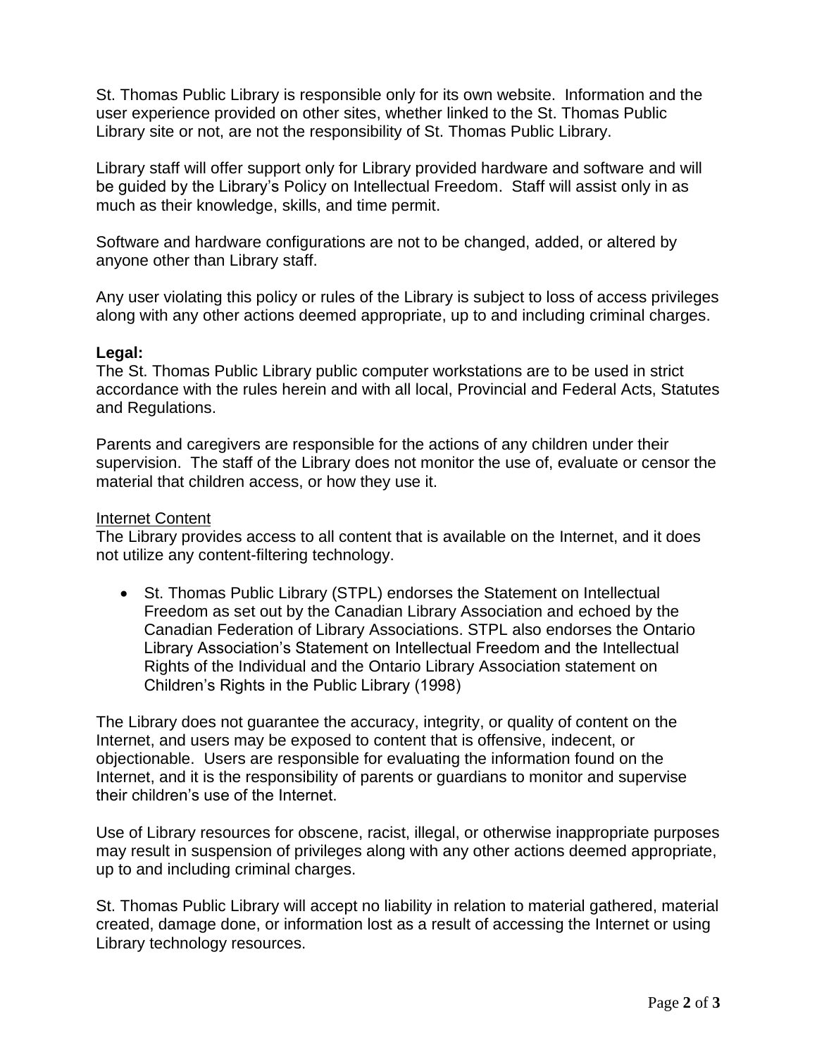St. Thomas Public Library is responsible only for its own website. Information and the user experience provided on other sites, whether linked to the St. Thomas Public Library site or not, are not the responsibility of St. Thomas Public Library.

Library staff will offer support only for Library provided hardware and software and will be guided by the Library's Policy on Intellectual Freedom. Staff will assist only in as much as their knowledge, skills, and time permit.

Software and hardware configurations are not to be changed, added, or altered by anyone other than Library staff.

Any user violating this policy or rules of the Library is subject to loss of access privileges along with any other actions deemed appropriate, up to and including criminal charges.

**Legal:**

The St. Thomas Public Library public computer workstations are to be used in strict accordance with the rules herein and with all local, Provincial and Federal Acts, Statutes and Regulations.

Parents and caregivers are responsible for the actions of any children under their supervision. The staff of the Library does not monitor the use of, evaluate or censor the material that children access, or how they use it.

<u>Internet Content</u>

The Library provides access to all content that is available on the Internet, and it does not utilize any content-filtering technology.

- St. Thomas Public Library (STPL) endorses the Statement on Intellectual Freedom as set out by the Canadian Library Association and echoed by the Canadian Federation of Library Associations. STPL also endorses the Ontario Library Association's Statement on Intellectual Freedom and the Intellectual Rights of the Individual and the Ontario Library Association statement on Children's Rights in the Public Library (1998)

The Library does not guarantee the accuracy, integrity, or quality of content on the Internet, and users may be exposed to content that is offensive, indecent, or objectionable. Users are responsible for evaluating the information found on the Internet, and it is the responsibility of parents or guardians to monitor and supervise their children's use of the Internet.

Use of Library resources for obscene, racist, illegal, or otherwise inappropriate purposes may result in suspension of privileges along with any other actions deemed appropriate, up to and including criminal charges.

St. Thomas Public Library will accept no liability in relation to material gathered, material created, damage done, or information lost as a result of accessing the Internet or using Library technology resources.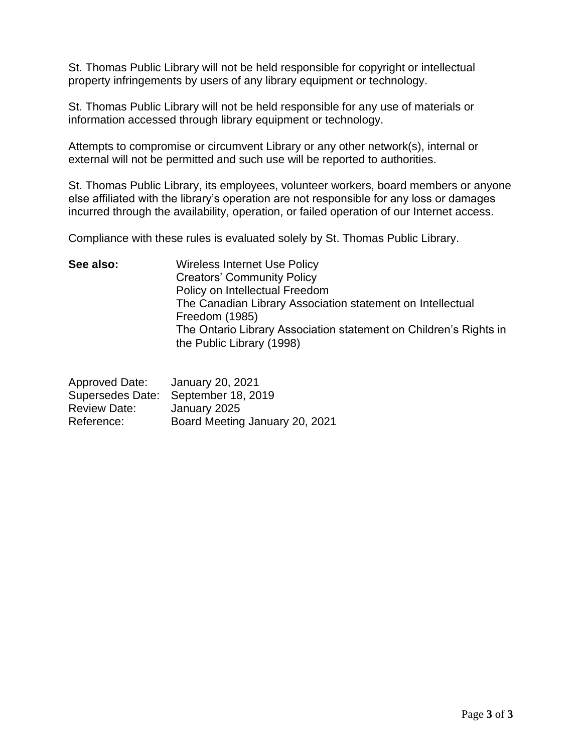St. Thomas Public Library will not be held responsible for copyright or intellectual property infringements by users of any library equipment or technology.

St. Thomas Public Library will not be held responsible for any use of materials or information accessed through library equipment or technology.

Attempts to compromise or circumvent Library or any other network(s), internal or external will not be permitted and such use will be reported to authorities.

St. Thomas Public Library, its employees, volunteer workers, board members or anyone else affiliated with the library's operation are not responsible for any loss or damages incurred through the availability, operation, or failed operation of our Internet access.

Compliance with these rules is evaluated solely by St. Thomas Public Library.

**See also:**

- Wireless Internet Use Policy
- Creators' Community Policy
- Policy on Intellectual Freedom
- The Canadian Library Association statement on Intellectual Freedom (1985)
- The Ontario Library Association statement on Children's Rights in the Public Library (1998)

| | |
|---|---|
| Approved Date: | January 20, 2021 |
| Supersedes Date: | September 18, 2019 |
| Review Date: | January 2025 |
| Reference: | Board Meeting January 20, 2021 |